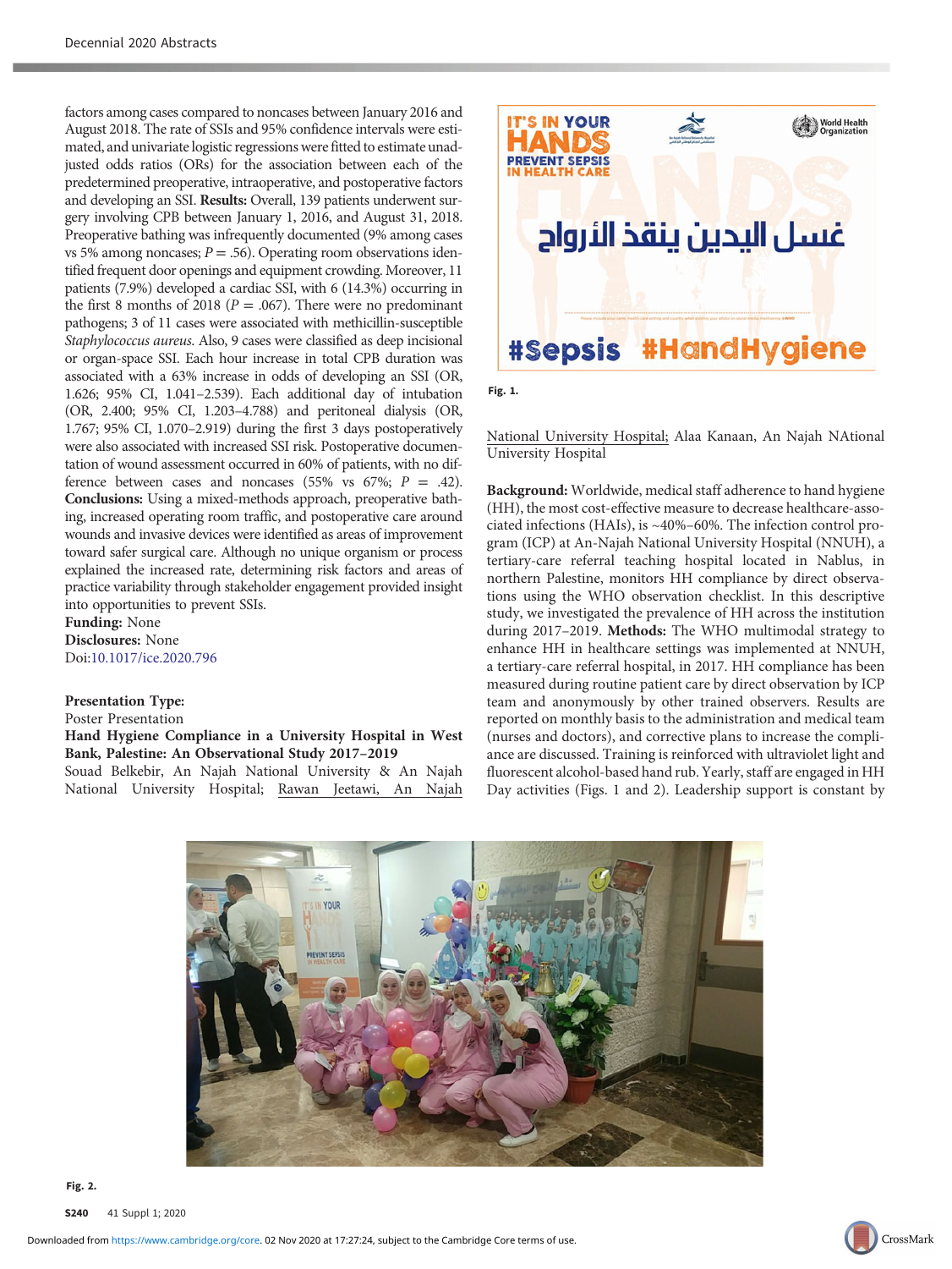factors among cases compared to noncases between January 2016 and August 2018. The rate of SSIs and 95% confidence intervals were estimated, and univariate logistic regressions were fitted to estimate unadjusted odds ratios (ORs) for the association between each of the predetermined preoperative, intraoperative, and postoperative factors and developing an SSI. **Results:** Overall, 139 patients underwent surgery involving CPB between January 1, 2016, and August 31, 2018. Preoperative bathing was infrequently documented (9% among cases vs 5% among noncases; $P = .56$). Operating room observations identified frequent door openings and equipment crowding. Moreover, 11 patients (7.9%) developed a cardiac SSI, with 6 (14.3%) occurring in the first 8 months of 2018 ($P = .067$). There were no predominant pathogens; 3 of 11 cases were associated with methicillin-susceptible *Staphylococcus aureus*. Also, 9 cases were classified as deep incisional or organ-space SSI. Each hour increase in total CPB duration was associated with a 63% increase in odds of developing an SSI (OR, 1.626; 95% CI, 1.041–2.539). Each additional day of intubation (OR, 2.400; 95% CI, 1.203–4.788) and peritoneal dialysis (OR, 1.767; 95% CI, 1.070–2.919) during the first 3 days postoperatively were also associated with increased SSI risk. Postoperative documentation of wound assessment occurred in 60% of patients, with no difference between cases and noncases (55% vs 67%; $P = .42$). **Conclusions:** Using a mixed-methods approach, preoperative bathing, increased operating room traffic, and postoperative care around wounds and invasive devices were identified as areas of improvement toward safer surgical care. Although no unique organism or process explained the increased rate, determining risk factors and areas of practice variability through stakeholder engagement provided insight into opportunities to prevent SSIs.

**Funding:** None

**Disclosures:** None

Doi:10.1017/ice.2020.796

**Presentation Type:**

Poster Presentation

**Hand Hygiene Compliance in a University Hospital in West Bank, Palestine: An Observational Study 2017–2019**

Souad Belkebir, An Najah National University & An Najah National University Hospital; Rawan Jeetawi, An Najah National University Hospital; Alaa Kanaan, An Najah NAtional University Hospital

**Background:** Worldwide, medical staff adherence to hand hygiene (HH), the most cost-effective measure to decrease healthcare-associated infections (HAIs), is ~40%–60%. The infection control program (ICP) at An-Najah National University Hospital (NNUH), a tertiary-care referral teaching hospital located in Nablus, in northern Palestine, monitors HH compliance by direct observations using the WHO observation checklist. In this descriptive study, we investigated the prevalence of HH across the institution during 2017–2019. **Methods:** The WHO multimodal strategy to enhance HH in healthcare settings was implemented at NNUH, a tertiary-care referral hospital, in 2017. HH compliance has been measured during routine patient care by direct observation by ICP team and anonymously by other trained observers. Results are reported on monthly basis to the administration and medical team (nurses and doctors), and corrective plans to increase the compliance are discussed. Training is reinforced with ultraviolet light and fluorescent alcohol-based hand rub. Yearly, staff are engaged in HH Day activities (Figs. 1 and 2). Leadership support is constant by

Fig. 1.

Fig. 2.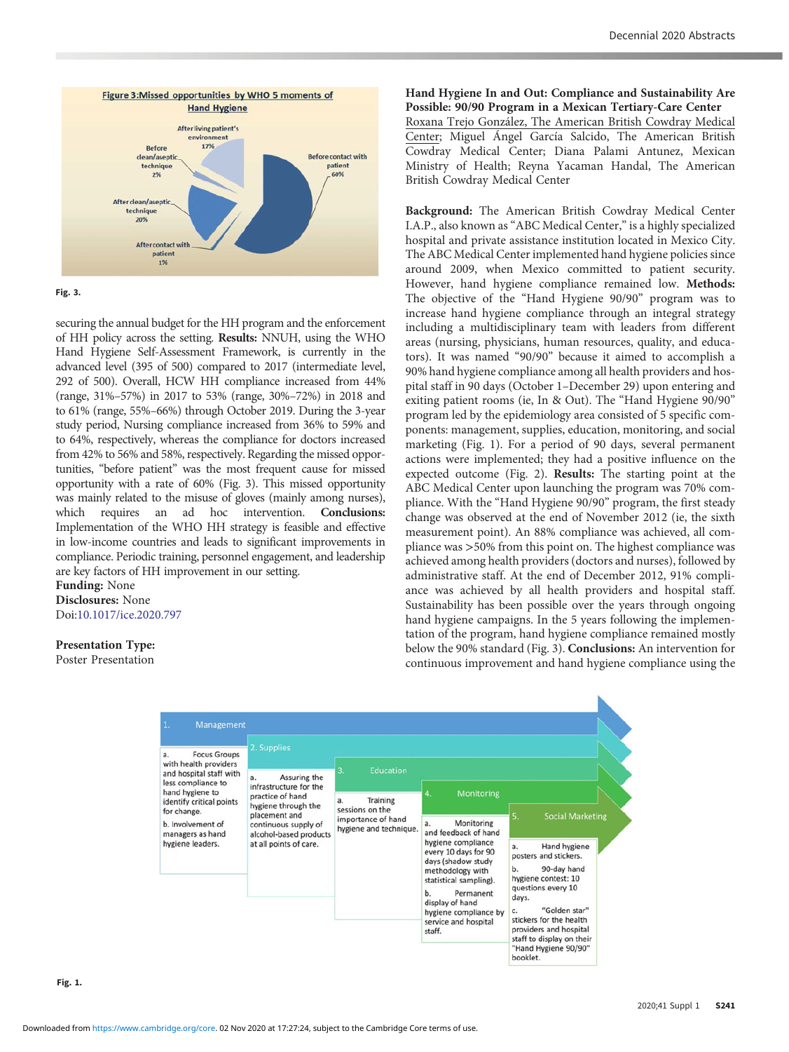Figure 3:Missed opportunities by WHO 5 moments of Hand Hygiene

After living patient's environment 17%

Before clean/aseptic technique 2%

Before contact with patient 60%

After clean/aseptic technique 20%

After contact with patient 1%

Fig. 3.

securing the annual budget for the HH program and the enforcement of HH policy across the setting. **Results:** NNUH, using the WHO Hand Hygiene Self-Assessment Framework, is currently in the advanced level (395 of 500) compared to 2017 (intermediate level, 292 of 500). Overall, HCW HH compliance increased from 44% (range, 31%–57%) in 2017 to 53% (range, 30%–72%) in 2018 and to 61% (range, 55%–66%) through October 2019. During the 3-year study period, Nursing compliance increased from 36% to 59% and to 64%, respectively, whereas the compliance for doctors increased from 42% to 56% and 58%, respectively. Regarding the missed opportunities, "before patient" was the most frequent cause for missed opportunity with a rate of 60% (Fig. 3). This missed opportunity was mainly related to the misuse of gloves (mainly among nurses), which requires an ad hoc intervention. **Conclusions:** Implementation of the WHO HH strategy is feasible and effective in low-income countries and leads to significant improvements in compliance. Periodic training, personnel engagement, and leadership are key factors of HH improvement in our setting.

**Funding:** None

**Disclosures:** None

Doi:10.1017/ice.2020.797

**Presentation Type:**

Poster Presentation

## Hand Hygiene In and Out: Compliance and Sustainability Are Possible: 90/90 Program in a Mexican Tertiary-Care Center

Roxana Trejo González, The American British Cowdray Medical Center; Miguel Ángel García Salcido, The American British Cowdray Medical Center; Diana Palami Antunez, Mexican Ministry of Health; Reyna Yacaman Handal, The American British Cowdray Medical Center

**Background:** The American British Cowdray Medical Center I.A.P., also known as "ABC Medical Center," is a highly specialized hospital and private assistance institution located in Mexico City. The ABC Medical Center implemented hand hygiene policies since around 2009, when Mexico committed to patient security. However, hand hygiene compliance remained low. **Methods:** The objective of the "Hand Hygiene 90/90" program was to increase hand hygiene compliance through an integral strategy including a multidisciplinary team with leaders from different areas (nursing, physicians, human resources, quality, and educators). It was named "90/90" because it aimed to accomplish a 90% hand hygiene compliance among all health providers and hospital staff in 90 days (October 1–December 29) upon entering and exiting patient rooms (ie, In & Out). The "Hand Hygiene 90/90" program led by the epidemiology area consisted of 5 specific components: management, supplies, education, monitoring, and social marketing (Fig. 1). For a period of 90 days, several permanent actions were implemented; they had a positive influence on the expected outcome (Fig. 2). **Results:** The starting point at the ABC Medical Center upon launching the program was 70% compliance. With the "Hand Hygiene 90/90" program, the first steady change was observed at the end of November 2012 (ie, the sixth measurement point). An 88% compliance was achieved, all compliance was >50% from this point on. The highest compliance was achieved among health providers (doctors and nurses), followed by administrative staff. At the end of December 2012, 91% compliance was achieved by all health providers and hospital staff. Sustainability has been possible over the years through ongoing hand hygiene campaigns. In the 5 years following the implementation of the program, hand hygiene compliance remained mostly below the 90% standard (Fig. 3). **Conclusions:** An intervention for continuous improvement and hand hygiene compliance using the

1. Management

a. Focus Groups with health providers and hospital staff with less compliance to hand hygiene to identify critical points for change.

b. Involvement of managers as hand hygiene leaders.

2. Supplies

a. Assuring the infrastructure for the practice of hand hygiene through the placement and continuous supply of alcohol-based products at all points of care.

3. Education

a. Training sessions on the importance of hand hygiene and technique.

4. Monitoring

a. Monitoring and feedback of hand hygiene compliance every 10 days for 90 days (shadow study methodology with statistical sampling).

b. Permanent display of hand hygiene compliance by service and hospital staff.

5. Social Marketing

a. Hand hygiene posters and stickers.

b. 90-day hand hygiene contest: 10 questions every 10 days.

c. "Golden star" stickers for the health providers and hospital staff to display on their "Hand Hygiene 90/90" booklet.

Fig. 1.